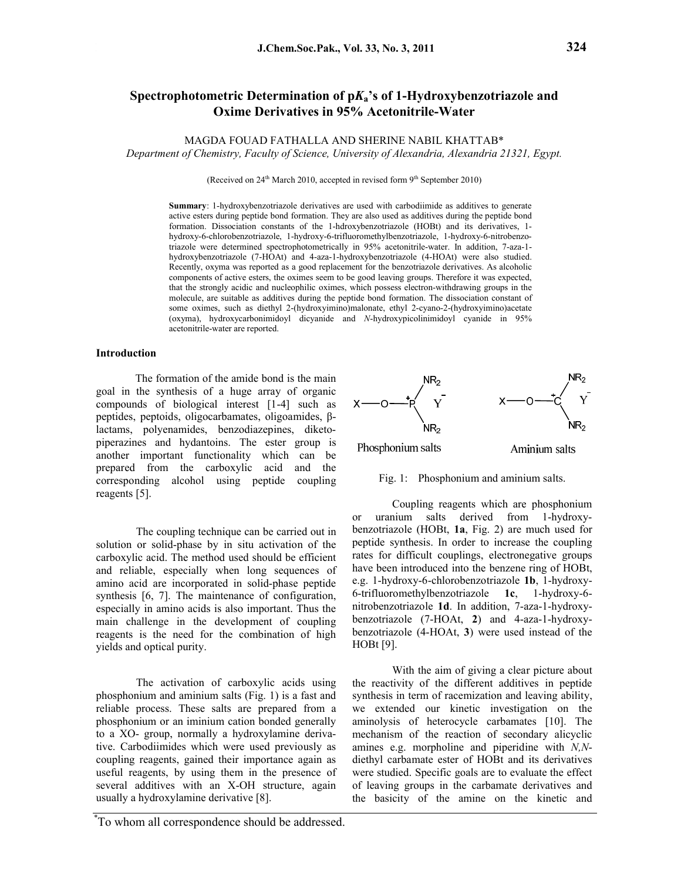# Spectrophotometric Determination of p$K_a$'s of 1-Hydroxybenzotriazole and Oxime Derivatives in 95% Acetonitrile-Water

MAGDA FOUAD FATHALLA AND SHERINE NABIL KHATTAB*

*Department of Chemistry, Faculty of Science, University of Alexandria, Alexandria 21321, Egypt.*

(Received on 24th March 2010, accepted in revised form 9th September 2010)

**Summary**: 1-hydroxybenzotriazole derivatives are used with carbodiimide as additives to generate active esters during peptide bond formation. They are also used as additives during the peptide bond formation. Dissociation constants of the 1-hdroxybenzotriazole (HOBt) and its derivatives, 1-hydroxy-6-chlorobenzotriazole, 1-hydroxy-6-trifluoromethylbenzotriazole, 1-hydroxy-6-nitrobenzo-triazole were determined spectrophotometrically in 95% acetonitrile-water. In addition, 7-aza-1-hydroxybenzotriazole (7-HOAt) and 4-aza-1-hydroxybenzotriazole (4-HOAt) were also studied. Recently, oxyma was reported as a good replacement for the benzotriazole derivatives. As alcoholic components of active esters, the oximes seem to be good leaving groups. Therefore it was expected, that the strongly acidic and nucleophilic oximes, which possess electron-withdrawing groups in the molecule, are suitable as additives during the peptide bond formation. The dissociation constant of some oximes, such as diethyl 2-(hydroxyimino)malonate, ethyl 2-cyano-2-(hydroxyimino)acetate (oxyma), hydroxycarbonimidoyl dicyanide and *N*-hydroxypicolinimidoyl cyanide in 95% acetonitrile-water are reported.

## Introduction

The formation of the amide bond is the main goal in the synthesis of a huge array of organic compounds of biological interest [1-4] such as peptides, peptoids, oligocarbamates, oligoamides, β-lactams, polyenamides, benzodiazepines, diketo-piperazines and hydantoins. The ester group is another important functionality which can be prepared from the carboxylic acid and the corresponding alcohol using peptide coupling reagents [5].

The coupling technique can be carried out in solution or solid-phase by in situ activation of the carboxylic acid. The method used should be efficient and reliable, especially when long sequences of amino acid are incorporated in solid-phase peptide synthesis [6, 7]. The maintenance of configuration, especially in amino acids is also important. Thus the main challenge in the development of coupling reagents is the need for the combination of high yields and optical purity.

The activation of carboxylic acids using phosphonium and aminium salts (Fig. 1) is a fast and reliable process. These salts are prepared from a phosphonium or an iminium cation bonded generally to a XO- group, normally a hydroxylamine derivative. Carbodiimides which were used previously as coupling reagents, gained their importance again as useful reagents, by using them in the presence of several additives with an X-OH structure, again usually a hydroxylamine derivative [8].

Phosphonium salts    Aminium salts

Fig. 1: Phosphonium and aminium salts.

Coupling reagents which are phosphonium or uranium salts derived from 1-hydroxy-benzotriazole (HOBt, **1a**, Fig. 2) are much used for peptide synthesis. In order to increase the coupling rates for difficult couplings, electronegative groups have been introduced into the benzene ring of HOBt, e.g. 1-hydroxy-6-chlorobenzotriazole **1b**, 1-hydroxy-6-trifluoromethylbenzotriazole **1c**, 1-hydroxy-6-nitrobenzotriazole **1d**. In addition, 7-aza-1-hydroxy-benzotriazole (7-HOAt, **2**) and 4-aza-1-hydroxy-benzotriazole (4-HOAt, **3**) were used instead of the HOBt [9].

With the aim of giving a clear picture about the reactivity of the different additives in peptide synthesis in term of racemization and leaving ability, we extended our kinetic investigation on the aminolysis of heterocycle carbamates [10]. The mechanism of the reaction of secondary alicyclic amines e.g. morpholine and piperidine with *N,N*-diethyl carbamate ester of HOBt and its derivatives were studied. Specific goals are to evaluate the effect of leaving groups in the carbamate derivatives and the basicity of the amine on the kinetic and

*To whom all correspondence should be addressed.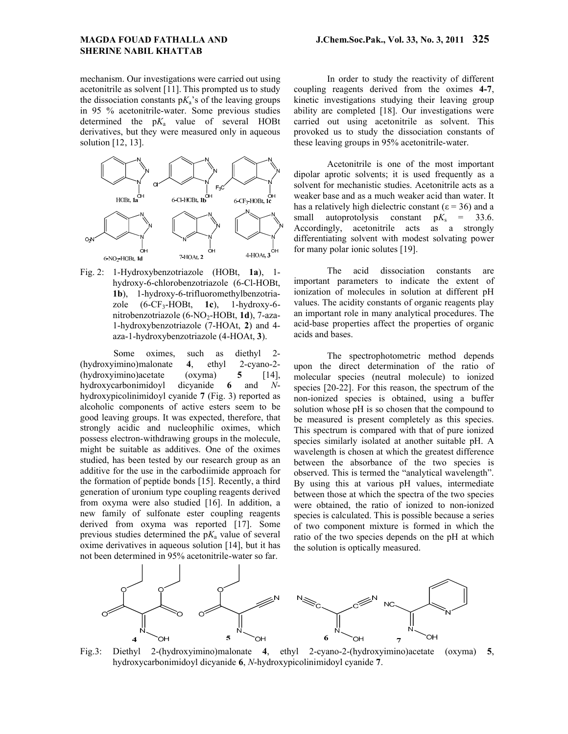mechanism. Our investigations were carried out using acetonitrile as solvent [11]. This prompted us to study the dissociation constants p$K_a$'s of the leaving groups in 95 % acetonitrile-water. Some previous studies determined the p$K_a$ value of several HOBt derivatives, but they were measured only in aqueous solution [12, 13].

Fig. 2: 1-Hydroxybenzotriazole (HOBt, **1a**), 1-hydroxy-6-chlorobenzotriazole (6-Cl-HOBt, **1b**), 1-hydroxy-6-trifluoromethylbenzotriazole (6-$CF_3$-HOBt, **1c**), 1-hydroxy-6-nitrobenzotriazole (6-$NO_2$-HOBt, **1d**), 7-aza-1-hydroxybenzotriazole (7-HOAt, **2**) and 4-aza-1-hydroxybenzotriazole (4-HOAt, **3**).

Some oximes, such as diethyl 2-(hydroxyimino)malonate **4**, ethyl 2-cyano-2-(hydroxyimino)acetate (oxyma) **5** [14], hydroxycarbonimidoyl dicyanide **6** and *N*-hydroxypicolinimidoyl cyanide **7** (Fig. 3) reported as alcoholic components of active esters seem to be good leaving groups. It was expected, therefore, that strongly acidic and nucleophilic oximes, which possess electron-withdrawing groups in the molecule, might be suitable as additives. One of the oximes studied, has been tested by our research group as an additive for the use in the carbodiimide approach for the formation of peptide bonds [15]. Recently, a third generation of uronium type coupling reagents derived from oxyma were also studied [16]. In addition, a new family of sulfonate ester coupling reagents derived from oxyma was reported [17]. Some previous studies determined the p$K_a$ value of several oxime derivatives in aqueous solution [14], but it has not been determined in 95% acetonitrile-water so far.

In order to study the reactivity of different coupling reagents derived from the oximes **4**-**7**, kinetic investigations studying their leaving group ability are completed [18]. Our investigations were carried out using acetonitrile as solvent. This provoked us to study the dissociation constants of these leaving groups in 95% acetonitrile-water.

Acetonitrile is one of the most important dipolar aprotic solvents; it is used frequently as a solvent for mechanistic studies. Acetonitrile acts as a weaker base and as a much weaker acid than water. It has a relatively high dielectric constant ($\varepsilon = 36$) and a small autoprotolysis constant p$K_s$ = 33.6. Accordingly, acetonitrile acts as a strongly differentiating solvent with modest solvating power for many polar ionic solutes [19].

The acid dissociation constants are important parameters to indicate the extent of ionization of molecules in solution at different pH values. The acidity constants of organic reagents play an important role in many analytical procedures. The acid-base properties affect the properties of organic acids and bases.

The spectrophotometric method depends upon the direct determination of the ratio of molecular species (neutral molecule) to ionized species [20-22]. For this reason, the spectrum of the non-ionized species is obtained, using a buffer solution whose pH is so chosen that the compound to be measured is present completely as this species. This spectrum is compared with that of pure ionized species similarly isolated at another suitable pH. A wavelength is chosen at which the greatest difference between the absorbance of the two species is observed. This is termed the "analytical wavelength". By using this at various pH values, intermediate between those at which the spectra of the two species were obtained, the ratio of ionized to non-ionized species is calculated. This is possible because a series of two component mixture is formed in which the ratio of the two species depends on the pH at which the solution is optically measured.

Fig.3: Diethyl 2-(hydroxyimino)malonate **4**, ethyl 2-cyano-2-(hydroxyimino)acetate (oxyma) **5**, hydroxycarbonimidoyl dicyanide **6**, *N*-hydroxypicolinimidoyl cyanide **7**.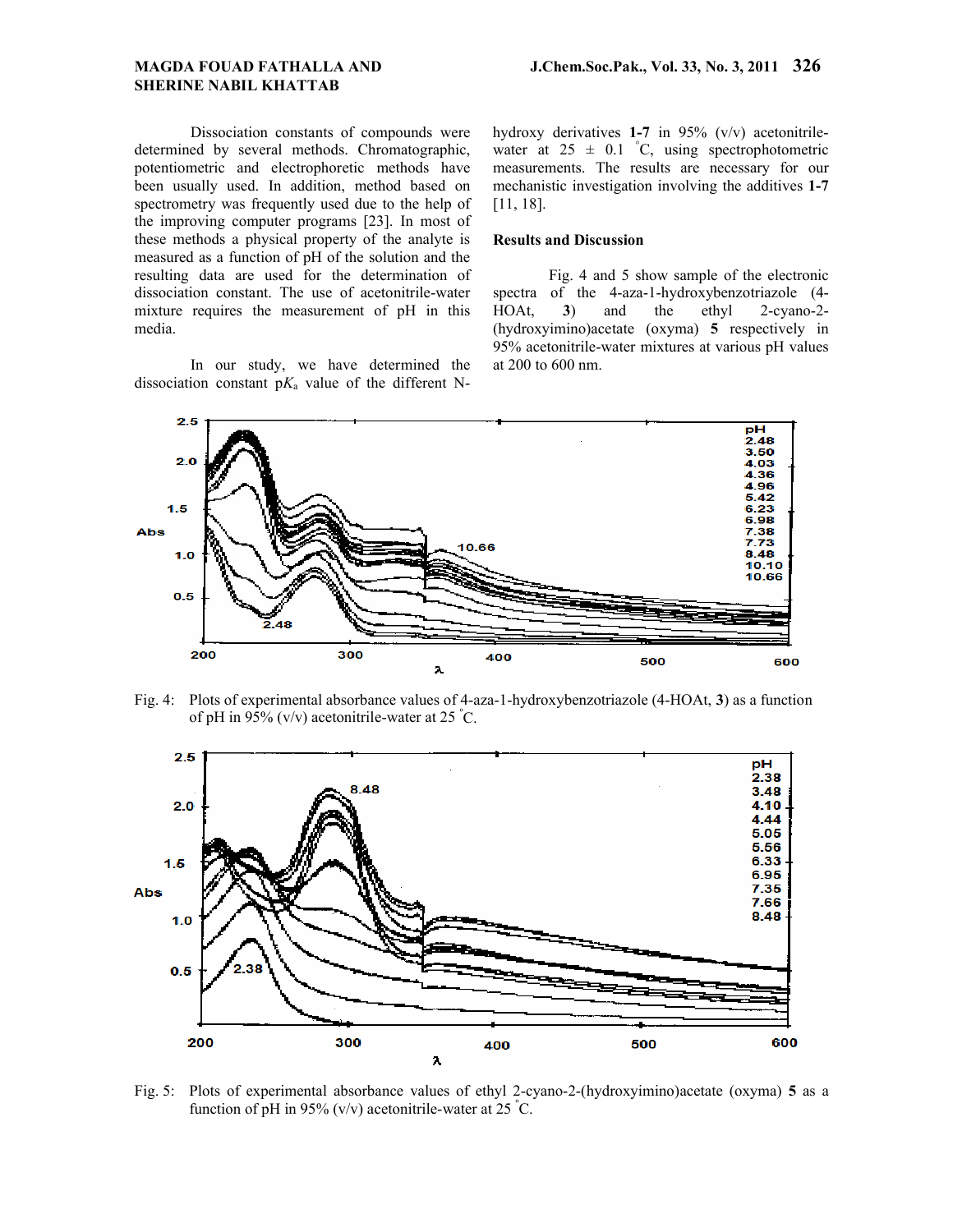Dissociation constants of compounds were determined by several methods. Chromatographic, potentiometric and electrophoretic methods have been usually used. In addition, method based on spectrometry was frequently used due to the help of the improving computer programs [23]. In most of these methods a physical property of the analyte is measured as a function of pH of the solution and the resulting data are used for the determination of dissociation constant. The use of acetonitrile-water mixture requires the measurement of pH in this media.

In our study, we have determined the dissociation constant p$K_a$ value of the different N-hydroxy derivatives **1-7** in 95% (v/v) acetonitrile-water at 25 ± 0.1 °C, using spectrophotometric measurements. The results are necessary for our mechanistic investigation involving the additives **1-7** [11, 18].

## Results and Discussion

Fig. 4 and 5 show sample of the electronic spectra of the 4-aza-1-hydroxybenzotriazole (4-HOAt, **3**) and the ethyl 2-cyano-2-(hydroxyimino)acetate (oxyma) **5** respectively in 95% acetonitrile-water mixtures at various pH values at 200 to 600 nm.

Fig. 4: Plots of experimental absorbance values of 4-aza-1-hydroxybenzotriazole (4-HOAt, **3**) as a function of pH in 95% (v/v) acetonitrile-water at 25 °C.

Fig. 5: Plots of experimental absorbance values of ethyl 2-cyano-2-(hydroxyimino)acetate (oxyma) **5** as a function of pH in 95% (v/v) acetonitrile-water at 25 °C.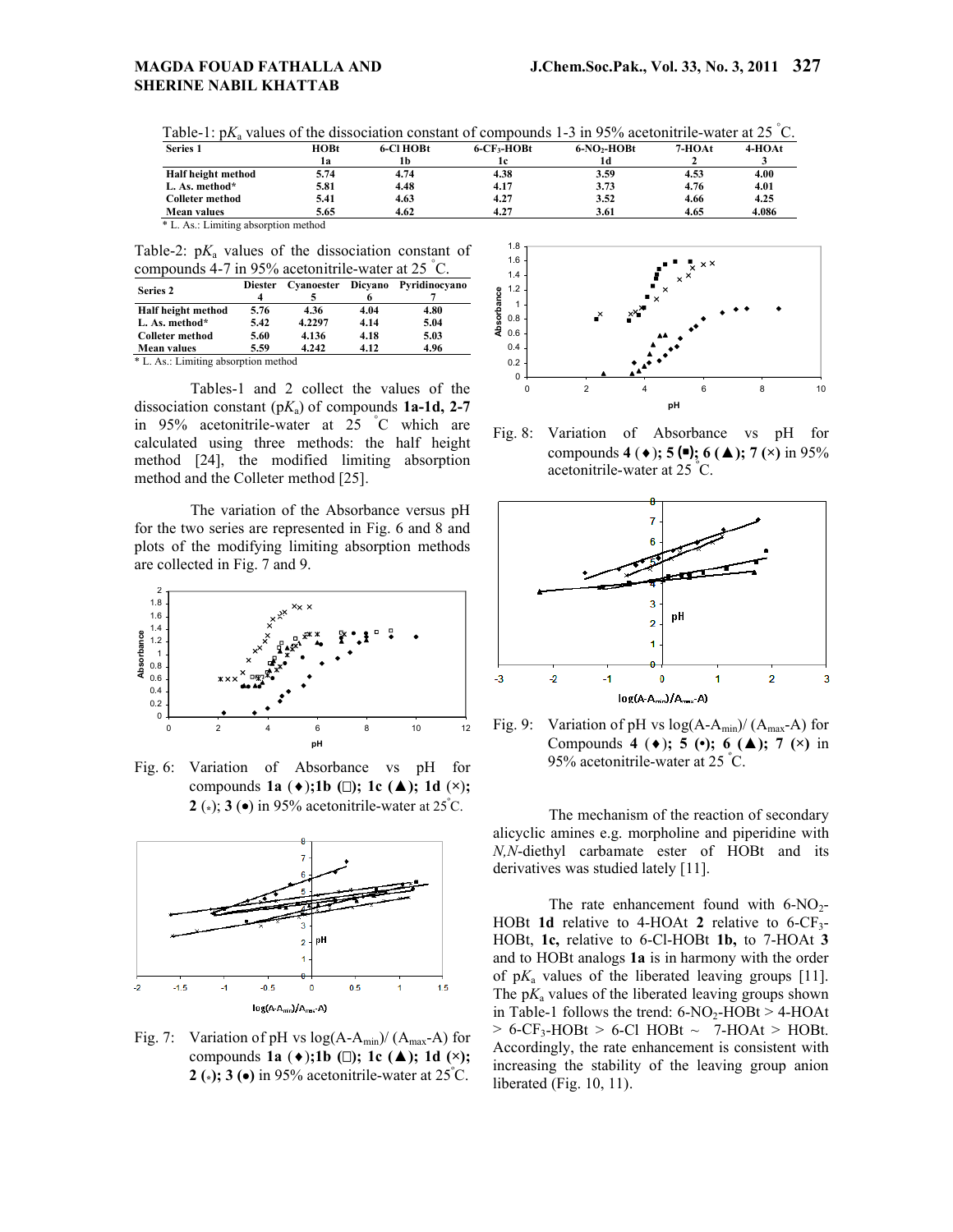Table-1: p$K_a$ values of the dissociation constant of compounds 1-3 in 95% acetonitrile-water at 25 °C.

| Series 1 | HOBt 1a | 6-Cl HOBt 1b | 6-$CF_3$-HOBt 1c | 6-$NO_2$-HOBt 1d | 7-HOAt 2 | 4-HOAt 3 |
|---|---|---|---|---|---|---|
| Half height method | 5.74 | 4.74 | 4.38 | 3.59 | 4.53 | 4.00 |
| L. As. method* | 5.81 | 4.48 | 4.17 | 3.73 | 4.76 | 4.01 |
| Colleter method | 5.41 | 4.63 | 4.27 | 3.52 | 4.66 | 4.25 |
| Mean values | 5.65 | 4.62 | 4.27 | 3.61 | 4.65 | 4.086 |

\* L. As.: Limiting absorption method

Table-2: p$K_a$ values of the dissociation constant of compounds 4-7 in 95% acetonitrile-water at 25 °C.

| Series 2 | Diester 4 | Cyanoester 5 | Dicyano 6 | Pyridinocyano 7 |
|---|---|---|---|---|
| Half height method | 5.76 | 4.36 | 4.04 | 4.80 |
| L. As. method* | 5.42 | 4.2297 | 4.14 | 5.04 |
| Colleter method | 5.60 | 4.136 | 4.18 | 5.03 |
| Mean values | 5.59 | 4.242 | 4.12 | 4.96 |

\* L. As.: Limiting absorption method

Tables-1 and 2 collect the values of the dissociation constant (p$K_a$) of compounds **1a-1d, 2-7** in 95% acetonitrile-water at 25 °C which are calculated using three methods: the half height method [24], the modified limiting absorption method and the Colleter method [25].

The variation of the Absorbance versus pH for the two series are represented in Fig. 6 and 8 and plots of the modifying limiting absorption methods are collected in Fig. 7 and 9.

Fig. 6: Variation of Absorbance vs pH for compounds **1a** (♦);**1b** (□); **1c** (▲); **1d** (×); **2** (*); **3** (●) in 95% acetonitrile-water at 25 °C.

Fig. 7: Variation of pH vs log(A-$A_{min}$)/ ($A_{max}$-A) for compounds **1a** (♦);**1b** (□); **1c** (▲); **1d** (×); **2** (*); **3** (●) in 95% acetonitrile-water at 25 °C.

Fig. 8: Variation of Absorbance vs pH for compounds **4** (♦); **5** (■); **6** (▲); **7** (×) in 95% acetonitrile-water at 25 °C.

Fig. 9: Variation of pH vs log(A-$A_{min}$)/ ($A_{max}$-A) for Compounds **4** (♦); **5** (•); **6** (▲); **7** (×) in 95% acetonitrile-water at 25 °C.

The mechanism of the reaction of secondary alicyclic amines e.g. morpholine and piperidine with *N,N*-diethyl carbamate ester of HOBt and its derivatives was studied lately [11].

The rate enhancement found with 6-$NO_2$-HOBt **1d** relative to 4-HOAt **2** relative to 6-$CF_3$-HOBt, **1c,** relative to 6-Cl-HOBt **1b,** to 7-HOAt **3** and to HOBt analogs **1a** is in harmony with the order of p$K_a$ values of the liberated leaving groups [11]. The p$K_a$ values of the liberated leaving groups shown in Table-1 follows the trend: 6-$NO_2$-HOBt > 4-HOAt > 6-$CF_3$-HOBt > 6-Cl HOBt ~ 7-HOAt > HOBt. Accordingly, the rate enhancement is consistent with increasing the stability of the leaving group anion liberated (Fig. 10, 11).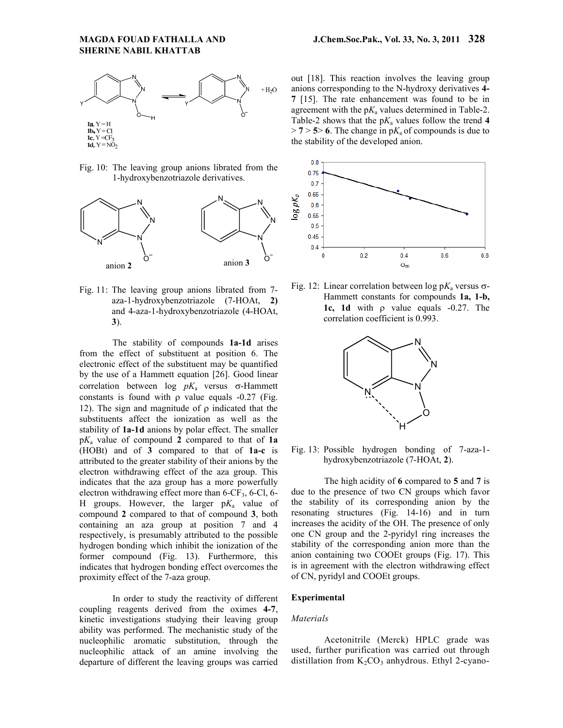Fig. 10: The leaving group anions librated from the 1-hydroxybenzotriazole derivatives.

Fig. 11: The leaving group anions librated from 7-aza-1-hydroxybenzotriazole (7-HOAt, **2**) and 4-aza-1-hydroxybenzotriazole (4-HOAt, **3**).

The stability of compounds **1a-1d** arises from the effect of substituent at position 6. The electronic effect of the substituent may be quantified by the use of a Hammett equation [26]. Good linear correlation between log $pK_a$ versus σ-Hammett constants is found with ρ value equals -0.27 (Fig. 12). The sign and magnitude of ρ indicated that the substituents affect the ionization as well as the stability of **1a-1d** anions by polar effect. The smaller p$K_a$ value of compound **2** compared to that of **1a** (HOBt) and of **3** compared to that of **1a-c** is attributed to the greater stability of their anions by the electron withdrawing effect of the aza group. This indicates that the aza group has a more powerfully electron withdrawing effect more than 6-$CF_3$, 6-Cl, 6-H groups. However, the larger p$K_a$ value of compound **2** compared to that of compound **3**, both containing an aza group at position 7 and 4 respectively, is presumably attributed to the possible hydrogen bonding which inhibit the ionization of the former compound (Fig. 13). Furthermore, this indicates that hydrogen bonding effect overcomes the proximity effect of the 7-aza group.

In order to study the reactivity of different coupling reagents derived from the oximes **4-7**, kinetic investigations studying their leaving group ability was performed. The mechanistic study of the nucleophilic aromatic substitution, through the nucleophilic attack of an amine involving the departure of different the leaving groups was carried out [18]. This reaction involves the leaving group anions corresponding to the N-hydroxy derivatives **4-7** [15]. The rate enhancement was found to be in agreement with the p$K_a$ values determined in Table-2. Table-2 shows that the p$K_a$ values follow the trend **4** > **7** > **5**> **6**. The change in p$K_a$ of compounds is due to the stability of the developed anion.

Fig. 12: Linear correlation between log p$K_a$ versus σ-Hammett constants for compounds **1a, 1-b, 1c, 1d** with ρ value equals -0.27. The correlation coefficient is 0.993.

Fig. 13: Possible hydrogen bonding of 7-aza-1-hydroxybenzotriazole (7-HOAt, **2**).

The high acidity of **6** compared to **5** and **7** is due to the presence of two CN groups which favor the stability of its corresponding anion by the resonating structures (Fig. 14-16) and in turn increases the acidity of the OH. The presence of only one CN group and the 2-pyridyl ring increases the stability of the corresponding anion more than the anion containing two COOEt groups (Fig. 17). This is in agreement with the electron withdrawing effect of CN, pyridyl and COOEt groups.

## Experimental

*Materials*

Acetonitrile (Merck) HPLC grade was used, further purification was carried out through distillation from $K_2CO_3$ anhydrous. Ethyl 2-cyano-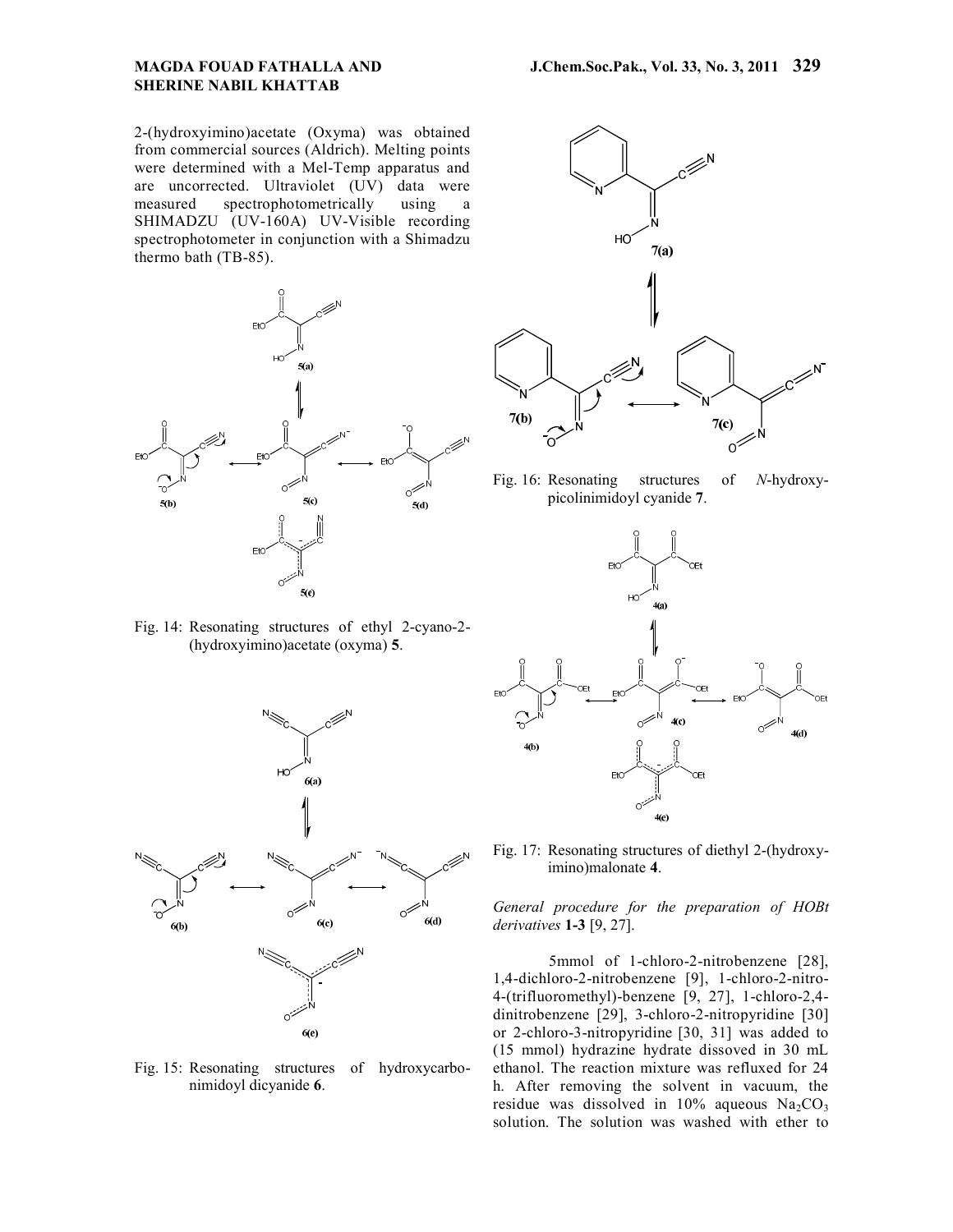2-(hydroxyimino)acetate (Oxyma) was obtained from commercial sources (Aldrich). Melting points were determined with a Mel-Temp apparatus and are uncorrected. Ultraviolet (UV) data were measured spectrophotometrically using a SHIMADZU (UV-160A) UV-Visible recording spectrophotometer in conjunction with a Shimadzu thermo bath (TB-85).

Fig. 14: Resonating structures of ethyl 2-cyano-2-(hydroxyimino)acetate (oxyma) **5**.

Fig. 15: Resonating structures of hydroxycarbonimidoyl dicyanide **6**.

Fig. 16: Resonating structures of *N*-hydroxy-picolinimidoyl cyanide **7**.

Fig. 17: Resonating structures of diethyl 2-(hydroxy-imino)malonate **4**.

*General procedure for the preparation of HOBt derivatives* **1-3** [9, 27].

5mmol of 1-chloro-2-nitrobenzene [28], 1,4-dichloro-2-nitrobenzene [9], 1-chloro-2-nitro-4-(trifluoromethyl)-benzene [9, 27], 1-chloro-2,4-dinitrobenzene [29], 3-chloro-2-nitropyridine [30] or 2-chloro-3-nitropyridine [30, 31] was added to (15 mmol) hydrazine hydrate dissoved in 30 mL ethanol. The reaction mixture was refluxed for 24 h. After removing the solvent in vacuum, the residue was dissolved in 10% aqueous $Na_2CO_3$ solution. The solution was washed with ether to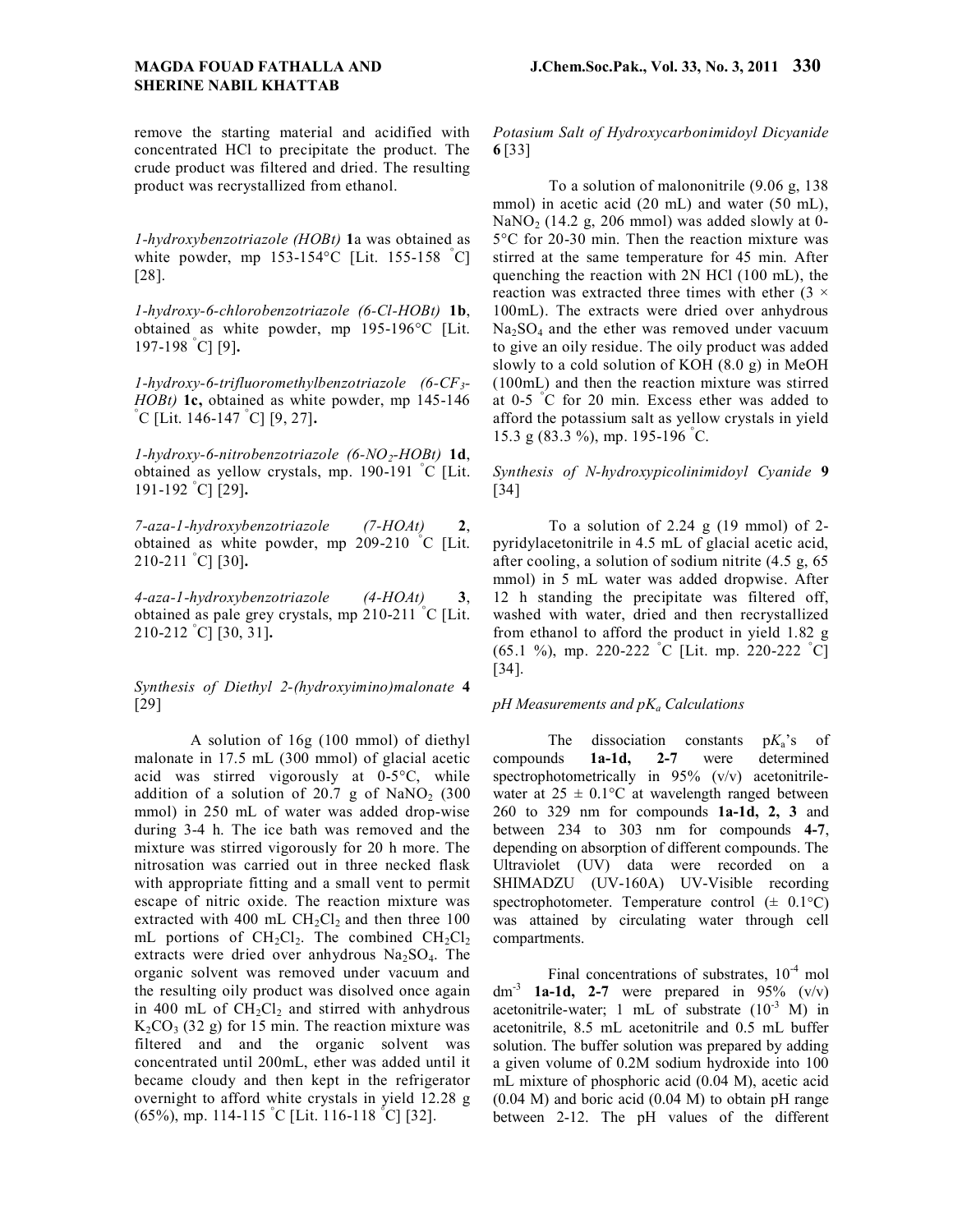remove the starting material and acidified with concentrated HCl to precipitate the product. The crude product was filtered and dried. The resulting product was recrystallized from ethanol.

*1-hydroxybenzotriazole (HOBt)* **1**a was obtained as white powder, mp 153-154°C [Lit. 155-158 °C] [28].

*1-hydroxy-6-chlorobenzotriazole (6-Cl-HOBt)* **1b**, obtained as white powder, mp 195-196°C [Lit. 197-198 °C] [9]**.**

*1-hydroxy-6-trifluoromethylbenzotriazole (6-$CF_3$-HOBt)* **1c,** obtained as white powder, mp 145-146 °C [Lit. 146-147 °C] [9, 27]**.**

*1-hydroxy-6-nitrobenzotriazole (6-$NO_2$-HOBt)* **1d**, obtained as yellow crystals, mp. 190-191 °C [Lit. 191-192 °C] [29]**.**

*7-aza-1-hydroxybenzotriazole (7-HOAt)* **2**, obtained as white powder, mp 209-210 °C [Lit. 210-211 °C] [30]**.**

*4-aza-1-hydroxybenzotriazole (4-HOAt)* **3**, obtained as pale grey crystals, mp 210-211 °C [Lit. 210-212 °C] [30, 31]**.**

*Synthesis of Diethyl 2-(hydroxyimino)malonate* **4** [29]

A solution of 16g (100 mmol) of diethyl malonate in 17.5 mL (300 mmol) of glacial acetic acid was stirred vigorously at 0-5°C, while addition of a solution of 20.7 g of $NaNO_2$ (300 mmol) in 250 mL of water was added drop-wise during 3-4 h. The ice bath was removed and the mixture was stirred vigorously for 20 h more. The nitrosation was carried out in three necked flask with appropriate fitting and a small vent to permit escape of nitric oxide. The reaction mixture was extracted with 400 mL $CH_2Cl_2$ and then three 100 mL portions of $CH_2Cl_2$. The combined $CH_2Cl_2$ extracts were dried over anhydrous $Na_2SO_4$. The organic solvent was removed under vacuum and the resulting oily product was disolved once again in 400 mL of $CH_2Cl_2$ and stirred with anhydrous $K_2CO_3$ (32 g) for 15 min. The reaction mixture was filtered and and the organic solvent was concentrated until 200mL, ether was added until it became cloudy and then kept in the refrigerator overnight to afford white crystals in yield 12.28 g (65%), mp. 114-115 °C [Lit. 116-118 °C] [32].

*Potasium Salt of Hydroxycarbonimidoyl Dicyanide* **6** [33]

To a solution of malononitrile (9.06 g, 138 mmol) in acetic acid (20 mL) and water (50 mL), $NaNO_2$ (14.2 g, 206 mmol) was added slowly at 0-5°C for 20-30 min. Then the reaction mixture was stirred at the same temperature for 45 min. After quenching the reaction with 2N HCl (100 mL), the reaction was extracted three times with ether (3 × 100mL). The extracts were dried over anhydrous $Na_2SO_4$ and the ether was removed under vacuum to give an oily residue. The oily product was added slowly to a cold solution of KOH (8.0 g) in MeOH (100mL) and then the reaction mixture was stirred at 0-5 °C for 20 min. Excess ether was added to afford the potassium salt as yellow crystals in yield 15.3 g (83.3 %), mp. 195-196 °C.

*Synthesis of N-hydroxypicolinimidoyl Cyanide* **9** [34]

To a solution of 2.24 g (19 mmol) of 2-pyridylacetonitrile in 4.5 mL of glacial acetic acid, after cooling, a solution of sodium nitrite (4.5 g, 65 mmol) in 5 mL water was added dropwise. After 12 h standing the precipitate was filtered off, washed with water, dried and then recrystallized from ethanol to afford the product in yield 1.82 g (65.1 %), mp. 220-222 °C [Lit. mp. 220-222 °C] [34].

*pH Measurements and p$K_a$ Calculations*

The dissociation constants p$K_a$'s of compounds **1a-1d, 2-7** were determined spectrophotometrically in 95% (v/v) acetonitrile-water at 25 ± 0.1°C at wavelength ranged between 260 to 329 nm for compounds **1a-1d, 2, 3** and between 234 to 303 nm for compounds **4-7**, depending on absorption of different compounds. The Ultraviolet (UV) data were recorded on a SHIMADZU (UV-160A) UV-Visible recording spectrophotometer. Temperature control (± 0.1°C) was attained by circulating water through cell compartments.

Final concentrations of substrates, $10^{-4}$ mol $dm^{-3}$ **1a-1d, 2-7** were prepared in 95% (v/v) acetonitrile-water; 1 mL of substrate ($10^{-3}$ M) in acetonitrile, 8.5 mL acetonitrile and 0.5 mL buffer solution. The buffer solution was prepared by adding a given volume of 0.2M sodium hydroxide into 100 mL mixture of phosphoric acid (0.04 M), acetic acid (0.04 M) and boric acid (0.04 M) to obtain pH range between 2-12. The pH values of the different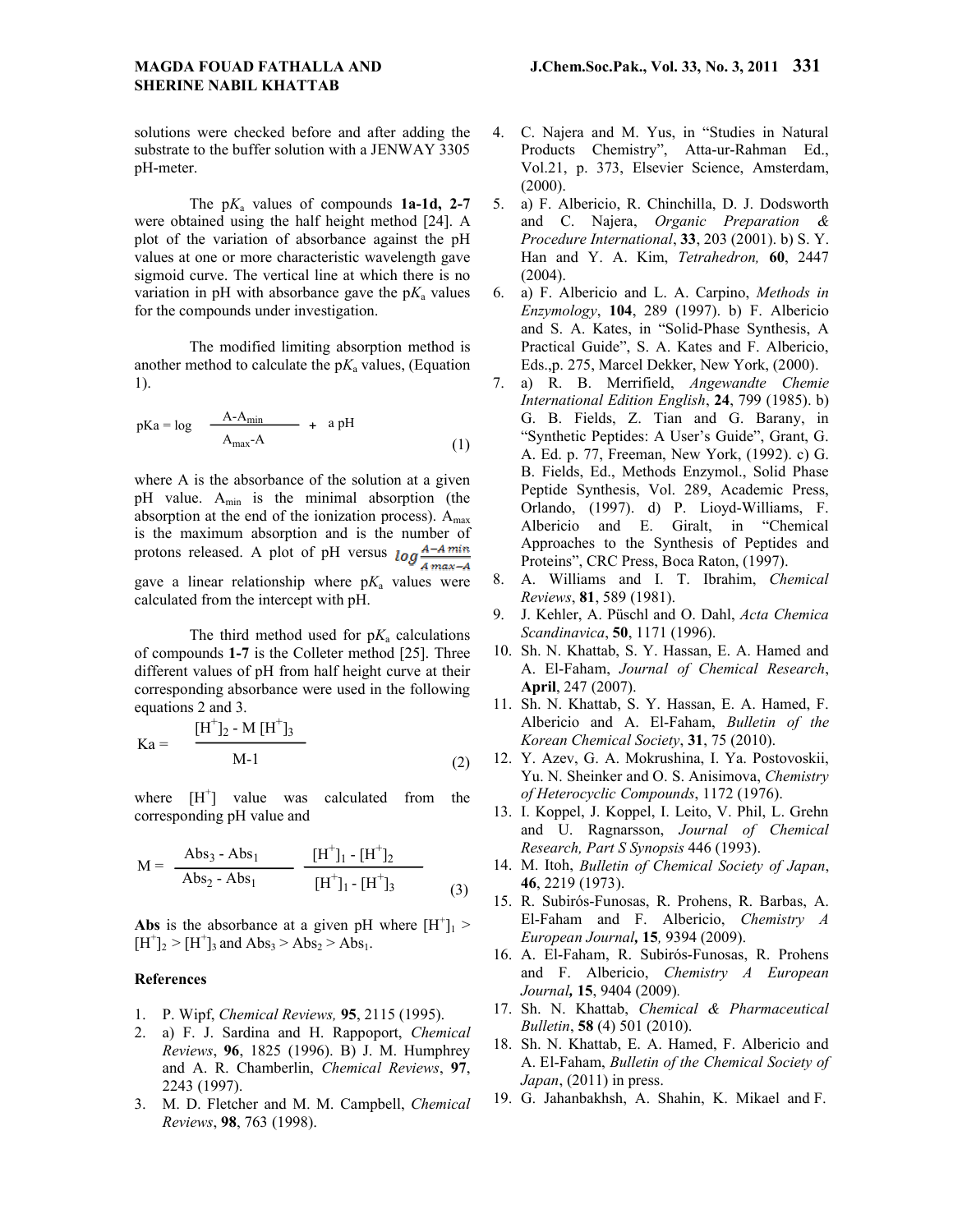solutions were checked before and after adding the substrate to the buffer solution with a JENWAY 3305 pH-meter.

The p$K_a$ values of compounds **1a-1d, 2-7** were obtained using the half height method [24]. A plot of the variation of absorbance against the pH values at one or more characteristic wavelength gave sigmoid curve. The vertical line at which there is no variation in pH with absorbance gave the p$K_a$ values for the compounds under investigation.

The modified limiting absorption method is another method to calculate the p$K_a$ values, (Equation 1).

$$pKa = \log \frac{A - A_{min}}{A_{max} - A} + a\,pH \quad (1)$$

where A is the absorbance of the solution at a given pH value. $A_{min}$ is the minimal absorption (the absorption at the end of the ionization process). $A_{max}$ is the maximum absorption and is the number of protons released. A plot of pH versus $\log \frac{A - A\,min}{A\,max - A}$ gave a linear relationship where p$K_a$ values were calculated from the intercept with pH.

The third method used for p$K_a$ calculations of compounds **1-7** is the Colleter method [25]. Three different values of pH from half height curve at their corresponding absorbance were used in the following equations 2 and 3.

$$Ka = \frac{[H^+]_2 - M\,[H^+]_3}{M - 1} \quad (2)$$

where $[H^+]$ value was calculated from the corresponding pH value and

$$M = \frac{Abs_3 - Abs_1}{Abs_2 - Abs_1} \cdot \frac{[H^+]_1 - [H^+]_2}{[H^+]_1 - [H^+]_3} \quad (3)$$

**Abs** is the absorbance at a given pH where $[H^+]_1 > [H^+]_2 > [H^+]_3$ and $Abs_3 > Abs_2 > Abs_1$.

## References

1. P. Wipf, *Chemical Reviews,* **95**, 2115 (1995).
2. a) F. J. Sardina and H. Rappoport, *Chemical Reviews*, **96**, 1825 (1996). B) J. M. Humphrey and A. R. Chamberlin, *Chemical Reviews*, **97**, 2243 (1997).
3. M. D. Fletcher and M. M. Campbell, *Chemical Reviews*, **98**, 763 (1998).
4. C. Najera and M. Yus, in "Studies in Natural Products Chemistry", Atta-ur-Rahman Ed., Vol.21, p. 373, Elsevier Science, Amsterdam, (2000).
5. a) F. Albericio, R. Chinchilla, D. J. Dodsworth and C. Najera, *Organic Preparation & Procedure International*, **33**, 203 (2001). b) S. Y. Han and Y. A. Kim, *Tetrahedron,* **60**, 2447 (2004).
6. a) F. Albericio and L. A. Carpino, *Methods in Enzymology*, **104**, 289 (1997). b) F. Albericio and S. A. Kates, in "Solid-Phase Synthesis, A Practical Guide", S. A. Kates and F. Albericio, Eds.,p. 275, Marcel Dekker, New York, (2000).
7. a) R. B. Merrifield, *Angewandte Chemie International Edition English*, **24**, 799 (1985). b) G. B. Fields, Z. Tian and G. Barany, in "Synthetic Peptides: A User's Guide", Grant, G. A. Ed. p. 77, Freeman, New York, (1992). c) G. B. Fields, Ed., Methods Enzymol., Solid Phase Peptide Synthesis, Vol. 289, Academic Press, Orlando, (1997). d) P. Lioyd-Williams, F. Albericio and E. Giralt, in "Chemical Approaches to the Synthesis of Peptides and Proteins", CRC Press, Boca Raton, (1997).
8. A. Williams and I. T. Ibrahim, *Chemical Reviews*, **81**, 589 (1981).
9. J. Kehler, A. Püschl and O. Dahl, *Acta Chemica Scandinavica*, **50**, 1171 (1996).
10. Sh. N. Khattab, S. Y. Hassan, E. A. Hamed and A. El-Faham, *Journal of Chemical Research*, **April**, 247 (2007).
11. Sh. N. Khattab, S. Y. Hassan, E. A. Hamed, F. Albericio and A. El-Faham, *Bulletin of the Korean Chemical Society*, **31**, 75 (2010).
12. Y. Azev, G. A. Mokrushina, I. Ya. Postovoskii, Yu. N. Sheinker and O. S. Anisimova, *Chemistry of Heterocyclic Compounds*, 1172 (1976).
13. I. Koppel, J. Koppel, I. Leito, V. Phil, L. Grehn and U. Ragnarsson, *Journal of Chemical Research, Part S Synopsis* 446 (1993).
14. M. Itoh, *Bulletin of Chemical Society of Japan*, **46**, 2219 (1973).
15. R. Subirós-Funosas, R. Prohens, R. Barbas, A. El-Faham and F. Albericio, *Chemistry A European Journal***, 15***,* 9394 (2009).
16. A. El-Faham, R. Subirós-Funosas, R. Prohens and F. Albericio, *Chemistry A European Journal***, 15**, 9404 (2009)*.*
17. Sh. N. Khattab, *Chemical & Pharmaceutical Bulletin*, **58** (4) 501 (2010).
18. Sh. N. Khattab, E. A. Hamed, F. Albericio and A. El-Faham, *Bulletin of the Chemical Society of Japan*, (2011) in press.
19. G. Jahanbakhsh, A. Shahin, K. Mikael and F.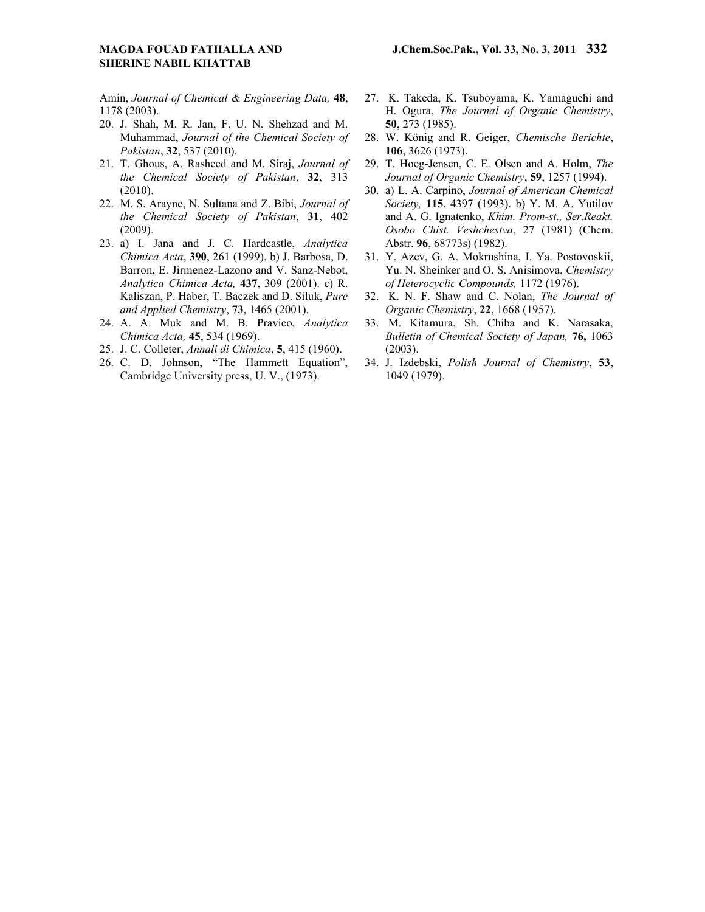Amin, *Journal of Chemical & Engineering Data,* **48**, 1178 (2003).

20. J. Shah, M. R. Jan, F. U. N. Shehzad and M. Muhammad, *Journal of the Chemical Society of Pakistan*, **32**, 537 (2010).
21. T. Ghous, A. Rasheed and M. Siraj, *Journal of the Chemical Society of Pakistan*, **32**, 313 (2010).
22. M. S. Arayne, N. Sultana and Z. Bibi, *Journal of the Chemical Society of Pakistan*, **31**, 402 (2009).
23. a) I. Jana and J. C. Hardcastle, *Analytica Chimica Acta*, **390**, 261 (1999). b) J. Barbosa, D. Barron, E. Jirmenez-Lazono and V. Sanz-Nebot, *Analytica Chimica Acta,* **437**, 309 (2001). c) R. Kaliszan, P. Haber, T. Baczek and D. Siluk, *Pure and Applied Chemistry*, **73**, 1465 (2001).
24. A. A. Muk and M. B. Pravico, *Analytica Chimica Acta,* **45**, 534 (1969).
25. J. C. Colleter, *Annali di Chimica*, **5**, 415 (1960).
26. C. D. Johnson, "The Hammett Equation", Cambridge University press, U. V., (1973).
27. K. Takeda, K. Tsuboyama, K. Yamaguchi and H. Ogura, *The Journal of Organic Chemistry*, **50**, 273 (1985).
28. W. König and R. Geiger, *Chemische Berichte*, **106**, 3626 (1973).
29. T. Hoeg-Jensen, C. E. Olsen and A. Holm, *The Journal of Organic Chemistry*, **59**, 1257 (1994).
30. a) L. A. Carpino, *Journal of American Chemical Society,* **115**, 4397 (1993). b) Y. M. A. Yutilov and A. G. Ignatenko, *Khim. Prom-st., Ser.Reakt. Osobo Chist. Veshchestva*, 27 (1981) (Chem. Abstr. **96**, 68773s) (1982).
31. Y. Azev, G. A. Mokrushina, I. Ya. Postovoskii, Yu. N. Sheinker and O. S. Anisimova, *Chemistry of Heterocyclic Compounds,* 1172 (1976).
32. K. N. F. Shaw and C. Nolan, *The Journal of Organic Chemistry*, **22**, 1668 (1957).
33. M. Kitamura, Sh. Chiba and K. Narasaka, *Bulletin of Chemical Society of Japan,* **76,** 1063 (2003).
34. J. Izdebski, *Polish Journal of Chemistry*, **53**, 1049 (1979).